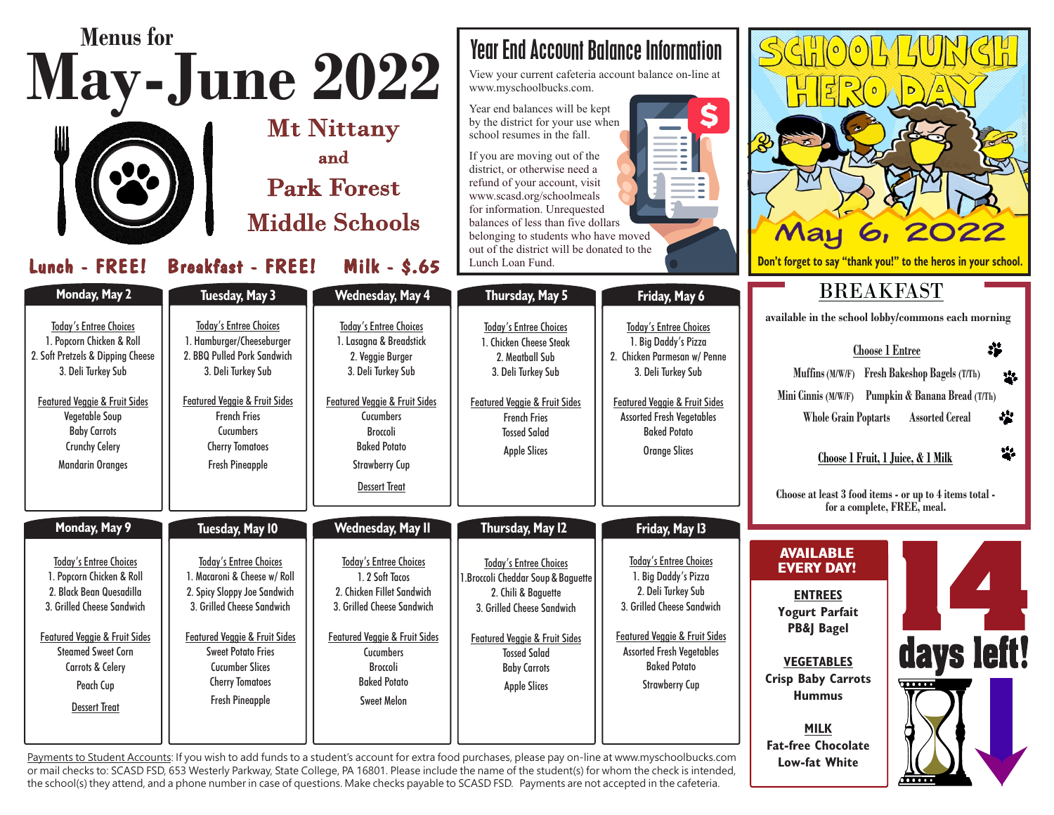# Menus for May-June 2022

## Mt Nittany and Park Forest Middle Schools

**Lunch - FREE! Breakfast - FREE! Milk - $.65**

## Year End Account Balance Information

View your current cafeteria account balance on-line at www.myschoolbucks.com.

Year end balances will be kept by the district for your use when school resumes in the fall.

If you are moving out of the district, or otherwise need a refund of your account, visit www.scasd.org/schoolmeals for information. Unrequested balances of less than five dollars belonging to students who have moved out of the district will be donated to the Lunch Loan Fund.

## SCHOOL LUNCH HERO DAY

**May 6, 2022**

**Don't forget to say "thank you!" to the heros in your school.**

| Monday, May 2 | Tuesday, May 3 | Wednesday, May 4 | Thursday, May 5 | Friday, May 6 |
|---|---|---|---|---|
| Today's Entree Choices<br>1. Popcorn Chicken & Roll<br>2. Soft Pretzels & Dipping Cheese<br>3. Deli Turkey Sub<br><br>Featured Veggie & Fruit Sides<br>Vegetable Soup<br>Baby Carrots<br>Crunchy Celery<br>Mandarin Oranges | Today's Entree Choices<br>1. Hamburger/Cheeseburger<br>2. BBQ Pulled Pork Sandwich<br>3. Deli Turkey Sub<br><br>Featured Veggie & Fruit Sides<br>French Fries<br>Cucumbers<br>Cherry Tomatoes<br>Fresh Pineapple | Today's Entree Choices<br>1. Lasagna & Breadstick<br>2. Veggie Burger<br>3. Deli Turkey Sub<br><br>Featured Veggie & Fruit Sides<br>Cucumbers<br>Broccoli<br>Baked Potato<br>Strawberry Cup<br><br>Dessert Treat | Today's Entree Choices<br>1. Chicken Cheese Steak<br>2. Meatball Sub<br>3. Deli Turkey Sub<br><br>Featured Veggie & Fruit Sides<br>French Fries<br>Tossed Salad<br>Apple Slices | Today's Entree Choices<br>1. Big Daddy's Pizza<br>2. Chicken Parmesan w/ Penne<br>3. Deli Turkey Sub<br><br>Featured Veggie & Fruit Sides<br>Assorted Fresh Vegetables<br>Baked Potato<br>Orange Slices |

| Monday, May 9 | Tuesday, May 10 | Wednesday, May 11 | Thursday, May 12 | Friday, May 13 |
|---|---|---|---|---|
| Today's Entree Choices<br>1. Popcorn Chicken & Roll<br>2. Black Bean Quesadilla<br>3. Grilled Cheese Sandwich<br><br>Featured Veggie & Fruit Sides<br>Steamed Sweet Corn<br>Carrots & Celery<br>Peach Cup<br><br>Dessert Treat | Today's Entree Choices<br>1. Macaroni & Cheese w/ Roll<br>2. Spicy Sloppy Joe Sandwich<br>3. Grilled Cheese Sandwich<br><br>Featured Veggie & Fruit Sides<br>Sweet Potato Fries<br>Cucumber Slices<br>Cherry Tomatoes<br>Fresh Pineapple | Today's Entree Choices<br>1. 2 Soft Tacos<br>2. Chicken Fillet Sandwich<br>3. Grilled Cheese Sandwich<br><br>Featured Veggie & Fruit Sides<br>Cucumbers<br>Broccoli<br>Baked Potato<br>Sweet Melon | Today's Entree Choices<br>1. Broccoli Cheddar Soup & Baguette<br>2. Chili & Baguette<br>3. Grilled Cheese Sandwich<br><br>Featured Veggie & Fruit Sides<br>Tossed Salad<br>Baby Carrots<br>Apple Slices | Today's Entree Choices<br>1. Big Daddy's Pizza<br>2. Deli Turkey Sub<br>3. Grilled Cheese Sandwich<br><br>Featured Veggie & Fruit Sides<br>Assorted Fresh Vegetables<br>Baked Potato<br>Strawberry Cup |

## BREAKFAST

available in the school lobby/commons each morning

**Choose 1 Entree**

Muffins (M/W/F) — Fresh Bakeshop Bagels (T/Th)

Mini Cinnis (M/W/F) — Pumpkin & Banana Bread (T/Th)

Whole Grain Poptarts — Assorted Cereal

**Choose 1 Fruit, 1 Juice, & 1 Milk**

Choose at least 3 food items - or up to 4 items total - for a complete, FREE, meal.

## AVAILABLE EVERY DAY!

**ENTREES**
Yogurt Parfait
PB&J Bagel

**VEGETABLES**
Crisp Baby Carrots
Hummus

**MILK**
Fat-free Chocolate
Low-fat White

**14 days left!**

Payments to Student Accounts: If you wish to add funds to a student's account for extra food purchases, please pay on-line at www.myschoolbucks.com or mail checks to: SCASD FSD, 653 Westerly Parkway, State College, PA 16801. Please include the name of the student(s) for whom the check is intended, the school(s) they attend, and a phone number in case of questions. Make checks payable to SCASD FSD. Payments are not accepted in the cafeteria.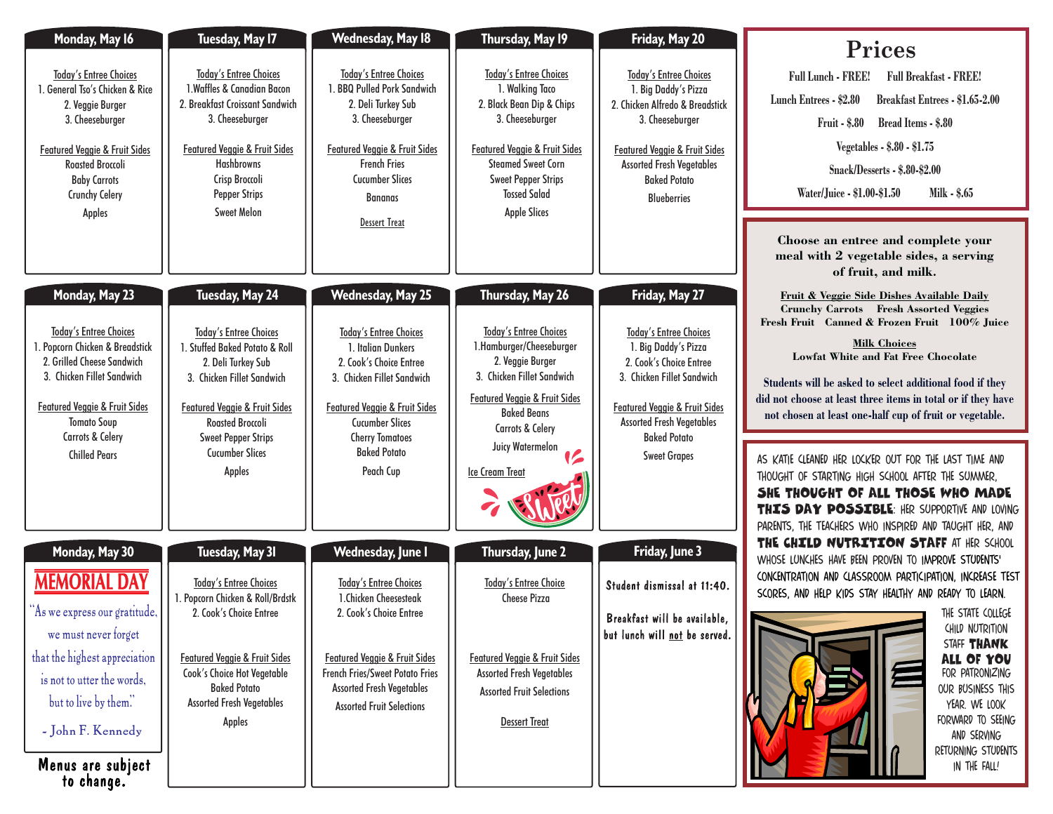## Monday, May 16

Today's Entree Choices

1. General Tso's Chicken & Rice
2. Veggie Burger
3. Cheeseburger

Featured Veggie & Fruit Sides

Roasted Broccoli
Baby Carrots
Crunchy Celery
Apples

## Tuesday, May 17

Today's Entree Choices

1. Waffles & Canadian Bacon
2. Breakfast Croissant Sandwich
3. Cheeseburger

Featured Veggie & Fruit Sides

Hashbrowns
Crisp Broccoli
Pepper Strips
Sweet Melon

## Wednesday, May 18

Today's Entree Choices

1. BBQ Pulled Pork Sandwich
2. Deli Turkey Sub
3. Cheeseburger

Featured Veggie & Fruit Sides

French Fries
Cucumber Slices
Bananas

Dessert Treat

## Thursday, May 19

Today's Entree Choices

1. Walking Taco
2. Black Bean Dip & Chips
3. Cheeseburger

Featured Veggie & Fruit Sides

Steamed Sweet Corn
Sweet Pepper Strips
Tossed Salad
Apple Slices

## Friday, May 20

Today's Entree Choices

1. Big Daddy's Pizza
2. Chicken Alfredo & Breadstick
3. Cheeseburger

Featured Veggie & Fruit Sides

Assorted Fresh Vegetables
Baked Potato
Blueberries

## Monday, May 23

Today's Entree Choices

1. Popcorn Chicken & Breadstick
2. Grilled Cheese Sandwich
3. Chicken Fillet Sandwich

Featured Veggie & Fruit Sides

Tomato Soup
Carrots & Celery
Chilled Pears

## Tuesday, May 24

Today's Entree Choices

1. Stuffed Baked Potato & Roll
2. Deli Turkey Sub
3. Chicken Fillet Sandwich

Featured Veggie & Fruit Sides

Roasted Broccoli
Sweet Pepper Strips
Cucumber Slices
Apples

## Wednesday, May 25

Today's Entree Choices

1. Italian Dunkers
2. Cook's Choice Entree
3. Chicken Fillet Sandwich

Featured Veggie & Fruit Sides

Cucumber Slices
Cherry Tomatoes
Baked Potato
Peach Cup

## Thursday, May 26

Today's Entree Choices

1. Hamburger/Cheeseburger
2. Veggie Burger
3. Chicken Fillet Sandwich

Featured Veggie & Fruit Sides

Baked Beans
Carrots & Celery
Juicy Watermelon

Ice Cream Treat

## Friday, May 27

Today's Entree Choices

1. Big Daddy's Pizza
2. Cook's Choice Entree
3. Chicken Fillet Sandwich

Featured Veggie & Fruit Sides

Assorted Fresh Vegetables
Baked Potato
Sweet Grapes

## Monday, May 30

**MEMORIAL DAY**

"As we express our gratitude, we must never forget that the highest appreciation is not to utter the words, but to live by them."

- John F. Kennedy

**Menus are subject to change.**

## Tuesday, May 31

Today's Entree Choices

1. Popcorn Chicken & Roll/Brdstk
2. Cook's Choice Entree

Featured Veggie & Fruit Sides

Cook's Choice Hot Vegetable
Baked Potato
Assorted Fresh Vegetables
Apples

## Wednesday, June 1

Today's Entree Choices

1. Chicken Cheesesteak
2. Cook's Choice Entree

Featured Veggie & Fruit Sides

French Fries/Sweet Potato Fries
Assorted Fresh Vegetables
Assorted Fruit Selections

## Thursday, June 2

Today's Entree Choice

Cheese Pizza

Featured Veggie & Fruit Sides

Assorted Fresh Vegetables
Assorted Fruit Selections

Dessert Treat

## Friday, June 3

Student dismissal at 11:40.

Breakfast will be available, but lunch will not be served.

# Prices

Full Lunch - FREE! Full Breakfast - FREE!

Lunch Entrees - $2.80 Breakfast Entrees - $1.65-2.00

Fruit - $.80 Bread Items - $.80

Vegetables - $.80 - $1.75

Snack/Desserts - $.80-$2.00

Water/Juice - $1.00-$1.50 Milk - $.65

**Choose an entree and complete your meal with 2 vegetable sides, a serving of fruit, and milk.**

**Fruit & Veggie Side Dishes Available Daily**
**Crunchy Carrots Fresh Assorted Veggies**
**Fresh Fruit Canned & Frozen Fruit 100% Juice**

**Milk Choices**
**Lowfat White and Fat Free Chocolate**

**Students will be asked to select additional food if they did not choose at least three items in total or if they have not chosen at least one-half cup of fruit or vegetable.**

AS KATIE CLEANED HER LOCKER OUT FOR THE LAST TIME AND THOUGHT OF STARTING HIGH SCHOOL AFTER THE SUMMER, **SHE THOUGHT OF ALL THOSE WHO MADE THIS DAY POSSIBLE**: HER SUPPORTIVE AND LOVING PARENTS, THE TEACHERS WHO INSPIRED AND TAUGHT HER, AND **THE CHILD NUTRITION STAFF** AT HER SCHOOL WHOSE LUNCHES HAVE BEEN PROVEN TO IMPROVE STUDENTS' CONCENTRATION AND CLASSROOM PARTICIPATION, INCREASE TEST SCORES, AND HELP KIDS STAY HEALTHY AND READY TO LEARN.

THE STATE COLLEGE CHILD NUTRITION STAFF **THANK ALL OF YOU** FOR PATRONIZING OUR BUSINESS THIS YEAR. WE LOOK FORWARD TO SEEING AND SERVING RETURNING STUDENTS IN THE FALL!